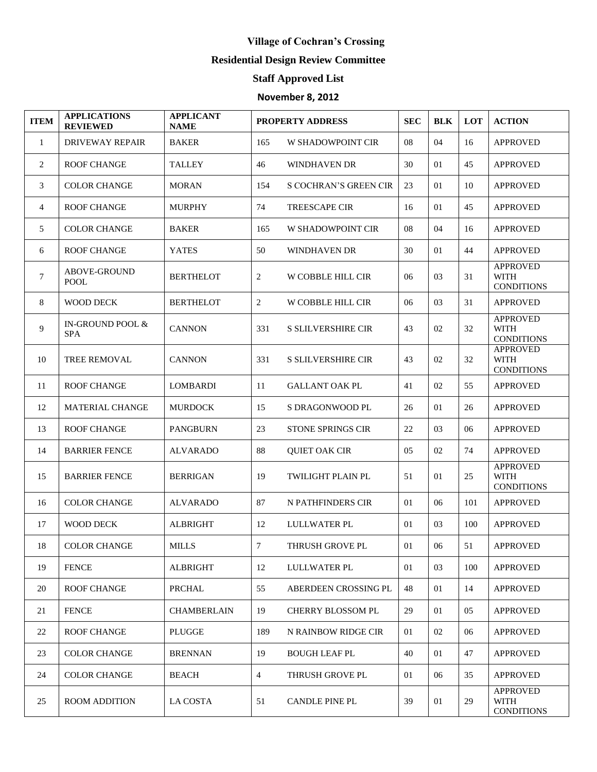# Village of Cochran's Crossing

## Residential Design Review Committee

## Staff Approved List

## November 8, 2012

| ITEM | APPLICATIONS REVIEWED | APPLICANT NAME | PROPERTY ADDRESS | | SEC | BLK | LOT | ACTION |
|---|---|---|---|---|---|---|---|---|
| 1 | DRIVEWAY REPAIR | BAKER | 165 | W SHADOWPOINT CIR | 08 | 04 | 16 | APPROVED |
| 2 | ROOF CHANGE | TALLEY | 46 | WINDHAVEN DR | 30 | 01 | 45 | APPROVED |
| 3 | COLOR CHANGE | MORAN | 154 | S COCHRAN'S GREEN CIR | 23 | 01 | 10 | APPROVED |
| 4 | ROOF CHANGE | MURPHY | 74 | TREESCAPE CIR | 16 | 01 | 45 | APPROVED |
| 5 | COLOR CHANGE | BAKER | 165 | W SHADOWPOINT CIR | 08 | 04 | 16 | APPROVED |
| 6 | ROOF CHANGE | YATES | 50 | WINDHAVEN DR | 30 | 01 | 44 | APPROVED |
| 7 | ABOVE-GROUND POOL | BERTHELOT | 2 | W COBBLE HILL CIR | 06 | 03 | 31 | APPROVED WITH CONDITIONS |
| 8 | WOOD DECK | BERTHELOT | 2 | W COBBLE HILL CIR | 06 | 03 | 31 | APPROVED |
| 9 | IN-GROUND POOL & SPA | CANNON | 331 | S SLILVERSHIRE CIR | 43 | 02 | 32 | APPROVED WITH CONDITIONS |
| 10 | TREE REMOVAL | CANNON | 331 | S SLILVERSHIRE CIR | 43 | 02 | 32 | APPROVED WITH CONDITIONS |
| 11 | ROOF CHANGE | LOMBARDI | 11 | GALLANT OAK PL | 41 | 02 | 55 | APPROVED |
| 12 | MATERIAL CHANGE | MURDOCK | 15 | S DRAGONWOOD PL | 26 | 01 | 26 | APPROVED |
| 13 | ROOF CHANGE | PANGBURN | 23 | STONE SPRINGS CIR | 22 | 03 | 06 | APPROVED |
| 14 | BARRIER FENCE | ALVARADO | 88 | QUIET OAK CIR | 05 | 02 | 74 | APPROVED |
| 15 | BARRIER FENCE | BERRIGAN | 19 | TWILIGHT PLAIN PL | 51 | 01 | 25 | APPROVED WITH CONDITIONS |
| 16 | COLOR CHANGE | ALVARADO | 87 | N PATHFINDERS CIR | 01 | 06 | 101 | APPROVED |
| 17 | WOOD DECK | ALBRIGHT | 12 | LULLWATER PL | 01 | 03 | 100 | APPROVED |
| 18 | COLOR CHANGE | MILLS | 7 | THRUSH GROVE PL | 01 | 06 | 51 | APPROVED |
| 19 | FENCE | ALBRIGHT | 12 | LULLWATER PL | 01 | 03 | 100 | APPROVED |
| 20 | ROOF CHANGE | PRCHAL | 55 | ABERDEEN CROSSING PL | 48 | 01 | 14 | APPROVED |
| 21 | FENCE | CHAMBERLAIN | 19 | CHERRY BLOSSOM PL | 29 | 01 | 05 | APPROVED |
| 22 | ROOF CHANGE | PLUGGE | 189 | N RAINBOW RIDGE CIR | 01 | 02 | 06 | APPROVED |
| 23 | COLOR CHANGE | BRENNAN | 19 | BOUGH LEAF PL | 40 | 01 | 47 | APPROVED |
| 24 | COLOR CHANGE | BEACH | 4 | THRUSH GROVE PL | 01 | 06 | 35 | APPROVED |
| 25 | ROOM ADDITION | LA COSTA | 51 | CANDLE PINE PL | 39 | 01 | 29 | APPROVED WITH CONDITIONS |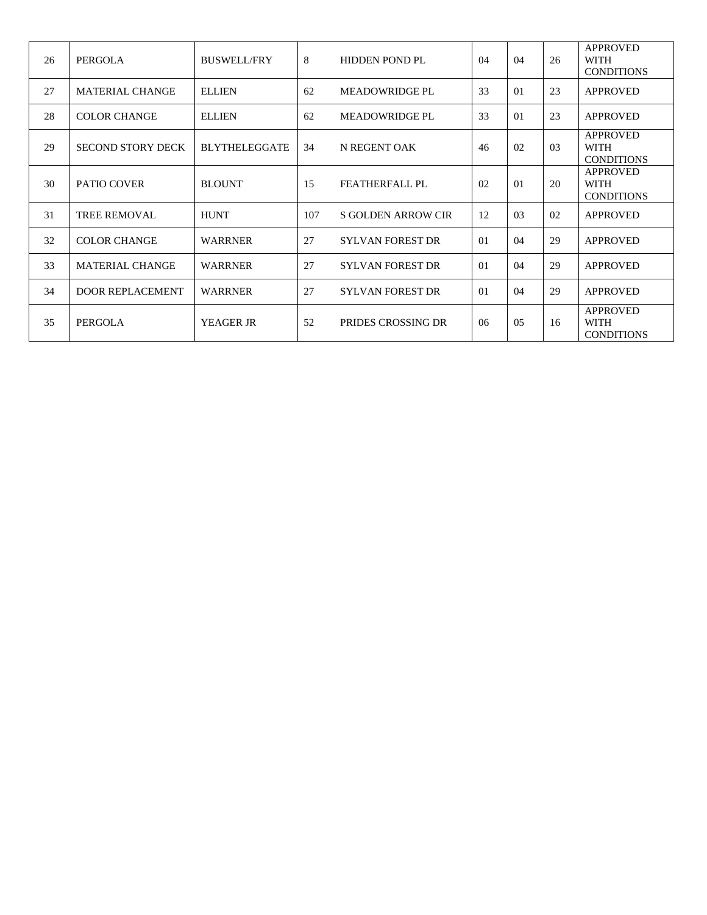| | | | | | | | | |
|---|---|---|---|---|---|---|---|---|
| 26 | PERGOLA | BUSWELL/FRY | 8 | HIDDEN POND PL | 04 | 04 | 26 | APPROVED WITH CONDITIONS |
| 27 | MATERIAL CHANGE | ELLIEN | 62 | MEADOWRIDGE PL | 33 | 01 | 23 | APPROVED |
| 28 | COLOR CHANGE | ELLIEN | 62 | MEADOWRIDGE PL | 33 | 01 | 23 | APPROVED |
| 29 | SECOND STORY DECK | BLYTHELEGGATE | 34 | N REGENT OAK | 46 | 02 | 03 | APPROVED WITH CONDITIONS |
| 30 | PATIO COVER | BLOUNT | 15 | FEATHERFALL PL | 02 | 01 | 20 | APPROVED WITH CONDITIONS |
| 31 | TREE REMOVAL | HUNT | 107 | S GOLDEN ARROW CIR | 12 | 03 | 02 | APPROVED |
| 32 | COLOR CHANGE | WARRNER | 27 | SYLVAN FOREST DR | 01 | 04 | 29 | APPROVED |
| 33 | MATERIAL CHANGE | WARRNER | 27 | SYLVAN FOREST DR | 01 | 04 | 29 | APPROVED |
| 34 | DOOR REPLACEMENT | WARRNER | 27 | SYLVAN FOREST DR | 01 | 04 | 29 | APPROVED |
| 35 | PERGOLA | YEAGER JR | 52 | PRIDES CROSSING DR | 06 | 05 | 16 | APPROVED WITH CONDITIONS |